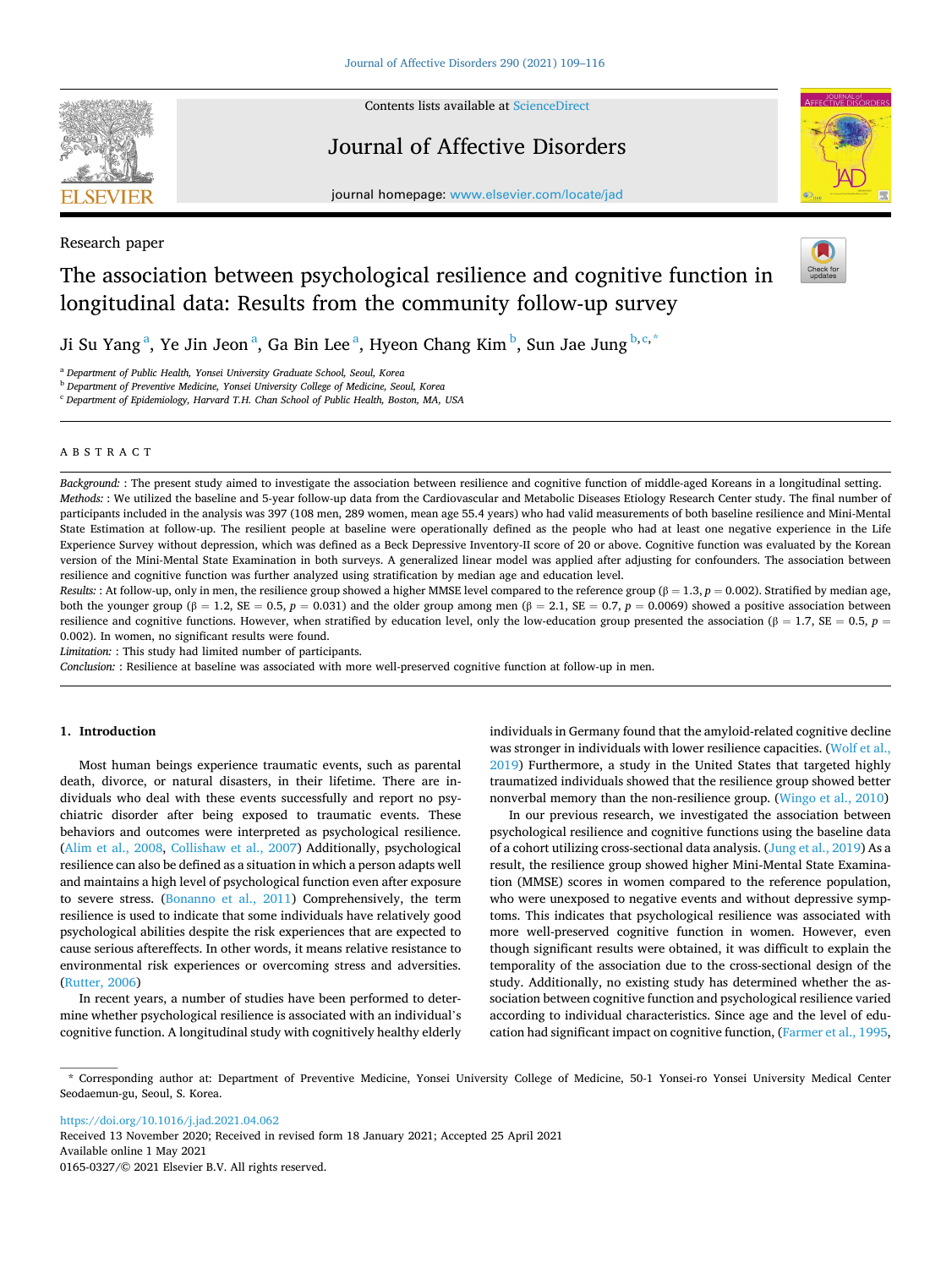Research paper

# The association between psychological resilience and cognitive function in longitudinal data: Results from the community follow-up survey

Ji Su Yang [a], Ye Jin Jeon [a], Ga Bin Lee [a], Hyeon Chang Kim [b], Sun Jae Jung [b,c,*]

[a] Department of Public Health, Yonsei University Graduate School, Seoul, Korea
[b] Department of Preventive Medicine, Yonsei University College of Medicine, Seoul, Korea
[c] Department of Epidemiology, Harvard T.H. Chan School of Public Health, Boston, MA, USA

## ABSTRACT

*Background:* : The present study aimed to investigate the association between resilience and cognitive function of middle-aged Koreans in a longitudinal setting.

*Methods:* : We utilized the baseline and 5-year follow-up data from the Cardiovascular and Metabolic Diseases Etiology Research Center study. The final number of participants included in the analysis was 397 (108 men, 289 women, mean age 55.4 years) who had valid measurements of both baseline resilience and Mini-Mental State Estimation at follow-up. The resilient people at baseline were operationally defined as the people who had at least one negative experience in the Life Experience Survey without depression, which was defined as a Beck Depressive Inventory-II score of 20 or above. Cognitive function was evaluated by the Korean version of the Mini-Mental State Examination in both surveys. A generalized linear model was applied after adjusting for confounders. The association between resilience and cognitive function was further analyzed using stratification by median age and education level.

*Results:* : At follow-up, only in men, the resilience group showed a higher MMSE level compared to the reference group ($\beta = 1.3$, $p = 0.002$). Stratified by median age, both the younger group ($\beta = 1.2$, SE $= 0.5$, $p = 0.031$) and the older group among men ($\beta = 2.1$, SE $= 0.7$, $p = 0.0069$) showed a positive association between resilience and cognitive functions. However, when stratified by education level, only the low-education group presented the association ($\beta = 1.7$, SE $= 0.5$, $p = 0.002$). In women, no significant results were found.

*Limitation:* : This study had limited number of participants.

*Conclusion:* : Resilience at baseline was associated with more well-preserved cognitive function at follow-up in men.

## 1. Introduction

Most human beings experience traumatic events, such as parental death, divorce, or natural disasters, in their lifetime. There are individuals who deal with these events successfully and report no psychiatric disorder after being exposed to traumatic events. These behaviors and outcomes were interpreted as psychological resilience. (Alim et al., 2008, Collishaw et al., 2007) Additionally, psychological resilience can also be defined as a situation in which a person adapts well and maintains a high level of psychological function even after exposure to severe stress. (Bonanno et al., 2011) Comprehensively, the term resilience is used to indicate that some individuals have relatively good psychological abilities despite the risk experiences that are expected to cause serious aftereffects. In other words, it means relative resistance to environmental risk experiences or overcoming stress and adversities. (Rutter, 2006)

In recent years, a number of studies have been performed to determine whether psychological resilience is associated with an individual's cognitive function. A longitudinal study with cognitively healthy elderly individuals in Germany found that the amyloid-related cognitive decline was stronger in individuals with lower resilience capacities. (Wolf et al., 2019) Furthermore, a study in the United States that targeted highly traumatized individuals showed that the resilience group showed better nonverbal memory than the non-resilience group. (Wingo et al., 2010)

In our previous research, we investigated the association between psychological resilience and cognitive functions using the baseline data of a cohort utilizing cross-sectional data analysis. (Jung et al., 2019) As a result, the resilience group showed higher Mini-Mental State Examination (MMSE) scores in women compared to the reference population, who were unexposed to negative events and without depressive symptoms. This indicates that psychological resilience was associated with more well-preserved cognitive function in women. However, even though significant results were obtained, it was difficult to explain the temporality of the association due to the cross-sectional design of the study. Additionally, no existing study has determined whether the association between cognitive function and psychological resilience varied according to individual characteristics. Since age and the level of education had significant impact on cognitive function, (Farmer et al., 1995,

---

* Corresponding author at: Department of Preventive Medicine, Yonsei University College of Medicine, 50-1 Yonsei-ro Yonsei University Medical Center Seodaemun-gu, Seoul, S. Korea.

https://doi.org/10.1016/j.jad.2021.04.062
Received 13 November 2020; Received in revised form 18 January 2021; Accepted 25 April 2021
Available online 1 May 2021
0165-0327/© 2021 Elsevier B.V. All rights reserved.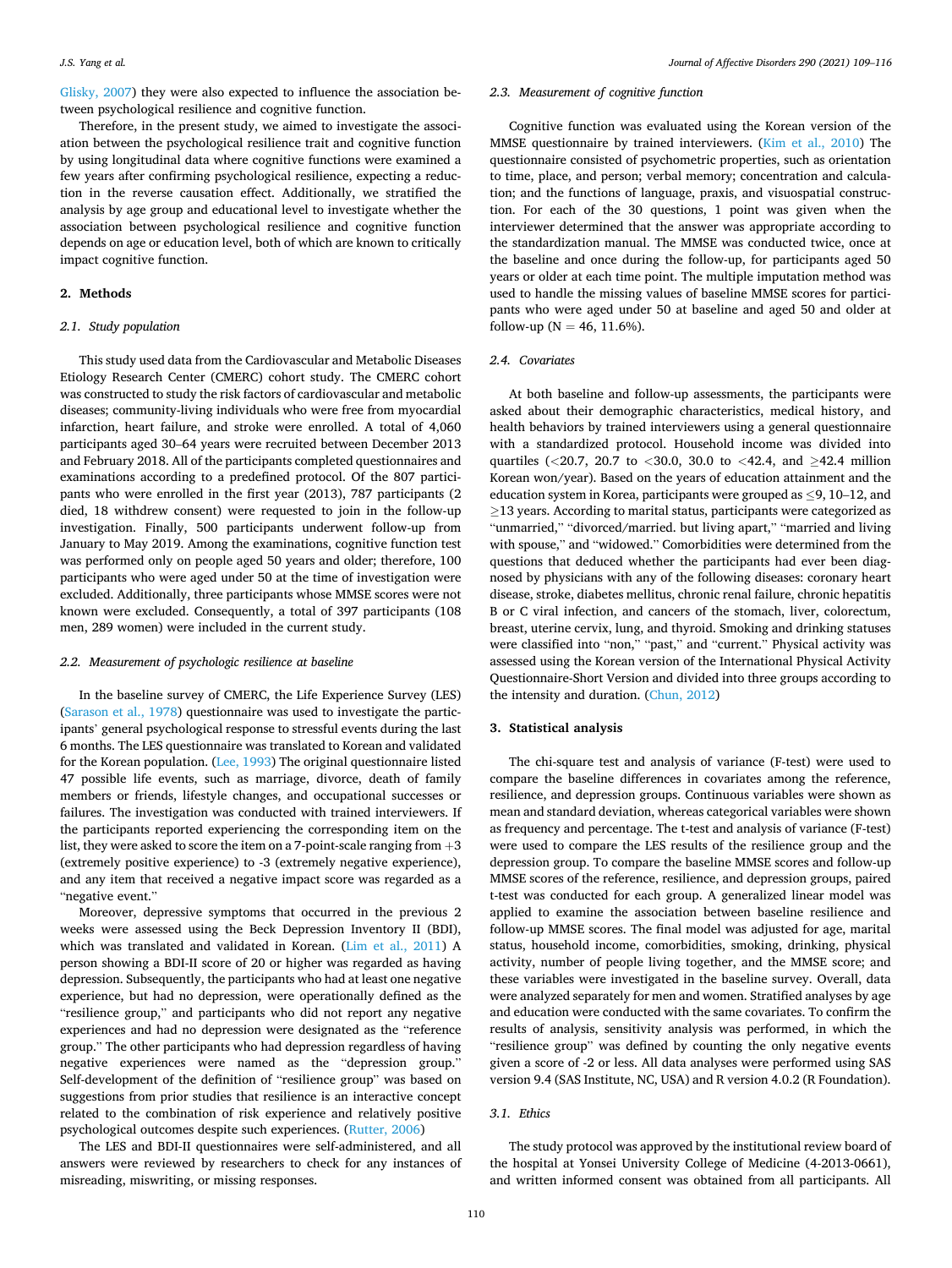Glisky, 2007) they were also expected to influence the association between psychological resilience and cognitive function.

Therefore, in the present study, we aimed to investigate the association between the psychological resilience trait and cognitive function by using longitudinal data where cognitive functions were examined a few years after confirming psychological resilience, expecting a reduction in the reverse causation effect. Additionally, we stratified the analysis by age group and educational level to investigate whether the association between psychological resilience and cognitive function depends on age or education level, both of which are known to critically impact cognitive function.

## 2. Methods

### 2.1. Study population

This study used data from the Cardiovascular and Metabolic Diseases Etiology Research Center (CMERC) cohort study. The CMERC cohort was constructed to study the risk factors of cardiovascular and metabolic diseases; community-living individuals who were free from myocardial infarction, heart failure, and stroke were enrolled. A total of 4,060 participants aged 30–64 years were recruited between December 2013 and February 2018. All of the participants completed questionnaires and examinations according to a predefined protocol. Of the 807 participants who were enrolled in the first year (2013), 787 participants (2 died, 18 withdrew consent) were requested to join in the follow-up investigation. Finally, 500 participants underwent follow-up from January to May 2019. Among the examinations, cognitive function test was performed only on people aged 50 years and older; therefore, 100 participants who were aged under 50 at the time of investigation were excluded. Additionally, three participants whose MMSE scores were not known were excluded. Consequently, a total of 397 participants (108 men, 289 women) were included in the current study.

### 2.2. Measurement of psychologic resilience at baseline

In the baseline survey of CMERC, the Life Experience Survey (LES) (Sarason et al., 1978) questionnaire was used to investigate the participants' general psychological response to stressful events during the last 6 months. The LES questionnaire was translated to Korean and validated for the Korean population. (Lee, 1993) The original questionnaire listed 47 possible life events, such as marriage, divorce, death of family members or friends, lifestyle changes, and occupational successes or failures. The investigation was conducted with trained interviewers. If the participants reported experiencing the corresponding item on the list, they were asked to score the item on a 7-point-scale ranging from +3 (extremely positive experience) to -3 (extremely negative experience), and any item that received a negative impact score was regarded as a "negative event."

Moreover, depressive symptoms that occurred in the previous 2 weeks were assessed using the Beck Depression Inventory II (BDI), which was translated and validated in Korean. (Lim et al., 2011) A person showing a BDI-II score of 20 or higher was regarded as having depression. Subsequently, the participants who had at least one negative experience, but had no depression, were operationally defined as the "resilience group," and participants who did not report any negative experiences and had no depression were designated as the "reference group." The other participants who had depression regardless of having negative experiences were named as the "depression group." Self-development of the definition of "resilience group" was based on suggestions from prior studies that resilience is an interactive concept related to the combination of risk experience and relatively positive psychological outcomes despite such experiences. (Rutter, 2006)

The LES and BDI-II questionnaires were self-administered, and all answers were reviewed by researchers to check for any instances of misreading, miswriting, or missing responses.

### 2.3. Measurement of cognitive function

Cognitive function was evaluated using the Korean version of the MMSE questionnaire by trained interviewers. (Kim et al., 2010) The questionnaire consisted of psychometric properties, such as orientation to time, place, and person; verbal memory; concentration and calculation; and the functions of language, praxis, and visuospatial construction. For each of the 30 questions, 1 point was given when the interviewer determined that the answer was appropriate according to the standardization manual. The MMSE was conducted twice, once at the baseline and once during the follow-up, for participants aged 50 years or older at each time point. The multiple imputation method was used to handle the missing values of baseline MMSE scores for participants who were aged under 50 at baseline and aged 50 and older at follow-up (N = 46, 11.6%).

### 2.4. Covariates

At both baseline and follow-up assessments, the participants were asked about their demographic characteristics, medical history, and health behaviors by trained interviewers using a general questionnaire with a standardized protocol. Household income was divided into quartiles (<20.7, 20.7 to <30.0, 30.0 to <42.4, and ≥42.4 million Korean won/year). Based on the years of education attainment and the education system in Korea, participants were grouped as ≤9, 10–12, and ≥13 years. According to marital status, participants were categorized as "unmarried," "divorced/married. but living apart," "married and living with spouse," and "widowed." Comorbidities were determined from the questions that deduced whether the participants had ever been diagnosed by physicians with any of the following diseases: coronary heart disease, stroke, diabetes mellitus, chronic renal failure, chronic hepatitis B or C viral infection, and cancers of the stomach, liver, colorectum, breast, uterine cervix, lung, and thyroid. Smoking and drinking statuses were classified into "non," "past," and "current." Physical activity was assessed using the Korean version of the International Physical Activity Questionnaire-Short Version and divided into three groups according to the intensity and duration. (Chun, 2012)

## 3. Statistical analysis

The chi-square test and analysis of variance (F-test) were used to compare the baseline differences in covariates among the reference, resilience, and depression groups. Continuous variables were shown as mean and standard deviation, whereas categorical variables were shown as frequency and percentage. The t-test and analysis of variance (F-test) were used to compare the LES results of the resilience group and the depression group. To compare the baseline MMSE scores and follow-up MMSE scores of the reference, resilience, and depression groups, paired t-test was conducted for each group. A generalized linear model was applied to examine the association between baseline resilience and follow-up MMSE scores. The final model was adjusted for age, marital status, household income, comorbidities, smoking, drinking, physical activity, number of people living together, and the MMSE score; and these variables were investigated in the baseline survey. Overall, data were analyzed separately for men and women. Stratified analyses by age and education were conducted with the same covariates. To confirm the results of analysis, sensitivity analysis was performed, in which the "resilience group" was defined by counting the only negative events given a score of -2 or less. All data analyses were performed using SAS version 9.4 (SAS Institute, NC, USA) and R version 4.0.2 (R Foundation).

### 3.1. Ethics

The study protocol was approved by the institutional review board of the hospital at Yonsei University College of Medicine (4-2013-0661), and written informed consent was obtained from all participants. All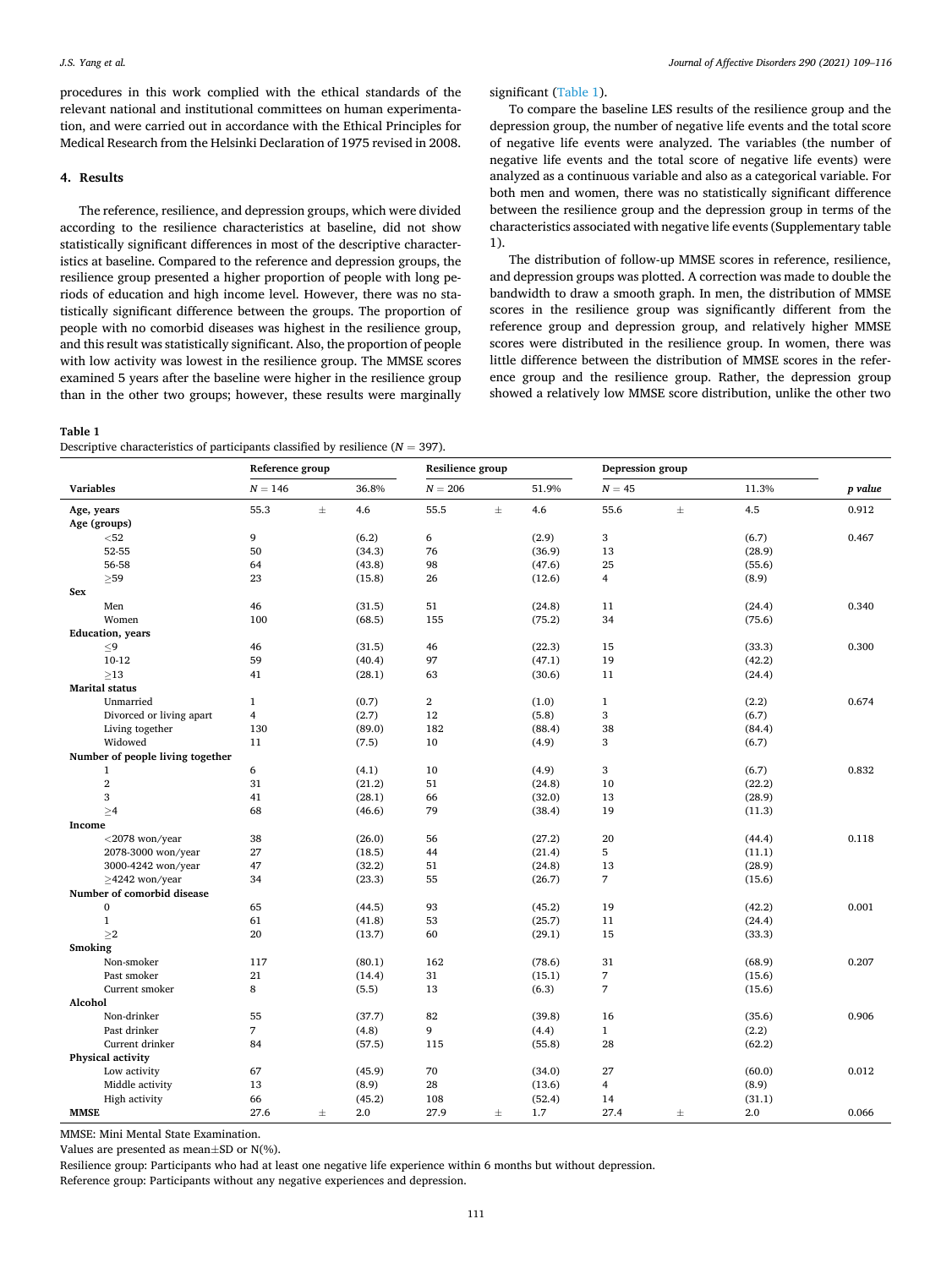procedures in this work complied with the ethical standards of the relevant national and institutional committees on human experimentation, and were carried out in accordance with the Ethical Principles for Medical Research from the Helsinki Declaration of 1975 revised in 2008.

## 4. Results

The reference, resilience, and depression groups, which were divided according to the resilience characteristics at baseline, did not show statistically significant differences in most of the descriptive characteristics at baseline. Compared to the reference and depression groups, the resilience group presented a higher proportion of people with long periods of education and high income level. However, there was no statistically significant difference between the groups. The proportion of people with no comorbid diseases was highest in the resilience group, and this result was statistically significant. Also, the proportion of people with low activity was lowest in the resilience group. The MMSE scores examined 5 years after the baseline were higher in the resilience group than in the other two groups; however, these results were marginally significant (Table 1).

To compare the baseline LES results of the resilience group and the depression group, the number of negative life events and the total score of negative life events were analyzed. The variables (the number of negative life events and the total score of negative life events) were analyzed as a continuous variable and also as a categorical variable. For both men and women, there was no statistically significant difference between the resilience group and the depression group in terms of the characteristics associated with negative life events (Supplementary table 1).

The distribution of follow-up MMSE scores in reference, resilience, and depression groups was plotted. A correction was made to double the bandwidth to draw a smooth graph. In men, the distribution of MMSE scores in the resilience group was significantly different from the reference group and depression group, and relatively higher MMSE scores were distributed in the resilience group. In women, there was little difference between the distribution of MMSE scores in the reference group and the resilience group. Rather, the depression group showed a relatively low MMSE score distribution, unlike the other two

**Table 1**
Descriptive characteristics of participants classified by resilience ($N = 397$).

| Variables | Reference group | | | Resilience group | | | Depression group | | | *p value* |
|---|---|---|---|---|---|---|---|---|---|---|
| | N = 146 | | 36.8% | N = 206 | | 51.9% | N = 45 | | 11.3% | |
| **Age, years** | 55.3 | ± | 4.6 | 55.5 | ± | 4.6 | 55.6 | ± | 4.5 | 0.912 |
| **Age (groups)** | | | | | | | | | | |
| <52 | 9 | | (6.2) | 6 | | (2.9) | 3 | | (6.7) | 0.467 |
| 52-55 | 50 | | (34.3) | 76 | | (36.9) | 13 | | (28.9) | |
| 56-58 | 64 | | (43.8) | 98 | | (47.6) | 25 | | (55.6) | |
| ≥59 | 23 | | (15.8) | 26 | | (12.6) | 4 | | (8.9) | |
| **Sex** | | | | | | | | | | |
| Men | 46 | | (31.5) | 51 | | (24.8) | 11 | | (24.4) | 0.340 |
| Women | 100 | | (68.5) | 155 | | (75.2) | 34 | | (75.6) | |
| **Education, years** | | | | | | | | | | |
| ≤9 | 46 | | (31.5) | 46 | | (22.3) | 15 | | (33.3) | 0.300 |
| 10-12 | 59 | | (40.4) | 97 | | (47.1) | 19 | | (42.2) | |
| ≥13 | 41 | | (28.1) | 63 | | (30.6) | 11 | | (24.4) | |
| **Marital status** | | | | | | | | | | |
| Unmarried | 1 | | (0.7) | 2 | | (1.0) | 1 | | (2.2) | 0.674 |
| Divorced or living apart | 4 | | (2.7) | 12 | | (5.8) | 3 | | (6.7) | |
| Living together | 130 | | (89.0) | 182 | | (88.4) | 38 | | (84.4) | |
| Widowed | 11 | | (7.5) | 10 | | (4.9) | 3 | | (6.7) | |
| **Number of people living together** | | | | | | | | | | |
| 1 | 6 | | (4.1) | 10 | | (4.9) | 3 | | (6.7) | 0.832 |
| 2 | 31 | | (21.2) | 51 | | (24.8) | 10 | | (22.2) | |
| 3 | 41 | | (28.1) | 66 | | (32.0) | 13 | | (28.9) | |
| ≥4 | 68 | | (46.6) | 79 | | (38.4) | 19 | | (11.3) | |
| **Income** | | | | | | | | | | |
| <2078 won/year | 38 | | (26.0) | 56 | | (27.2) | 20 | | (44.4) | 0.118 |
| 2078-3000 won/year | 27 | | (18.5) | 44 | | (21.4) | 5 | | (11.1) | |
| 3000-4242 won/year | 47 | | (32.2) | 51 | | (24.8) | 13 | | (28.9) | |
| ≥4242 won/year | 34 | | (23.3) | 55 | | (26.7) | 7 | | (15.6) | |
| **Number of comorbid disease** | | | | | | | | | | |
| 0 | 65 | | (44.5) | 93 | | (45.2) | 19 | | (42.2) | 0.001 |
| 1 | 61 | | (41.8) | 53 | | (25.7) | 11 | | (24.4) | |
| ≥2 | 20 | | (13.7) | 60 | | (29.1) | 15 | | (33.3) | |
| **Smoking** | | | | | | | | | | |
| Non-smoker | 117 | | (80.1) | 162 | | (78.6) | 31 | | (68.9) | 0.207 |
| Past smoker | 21 | | (14.4) | 31 | | (15.1) | 7 | | (15.6) | |
| Current smoker | 8 | | (5.5) | 13 | | (6.3) | 7 | | (15.6) | |
| **Alcohol** | | | | | | | | | | |
| Non-drinker | 55 | | (37.7) | 82 | | (39.8) | 16 | | (35.6) | 0.906 |
| Past drinker | 7 | | (4.8) | 9 | | (4.4) | 1 | | (2.2) | |
| Current drinker | 84 | | (57.5) | 115 | | (55.8) | 28 | | (62.2) | |
| **Physical activity** | | | | | | | | | | |
| Low activity | 67 | | (45.9) | 70 | | (34.0) | 27 | | (60.0) | 0.012 |
| Middle activity | 13 | | (8.9) | 28 | | (13.6) | 4 | | (8.9) | |
| High activity | 66 | | (45.2) | 108 | | (52.4) | 14 | | (31.1) | |
| **MMSE** | 27.6 | ± | 2.0 | 27.9 | ± | 1.7 | 27.4 | ± | 2.0 | 0.066 |

MMSE: Mini Mental State Examination.
Values are presented as mean±SD or N(%).
Resilience group: Participants who had at least one negative life experience within 6 months but without depression.
Reference group: Participants without any negative experiences and depression.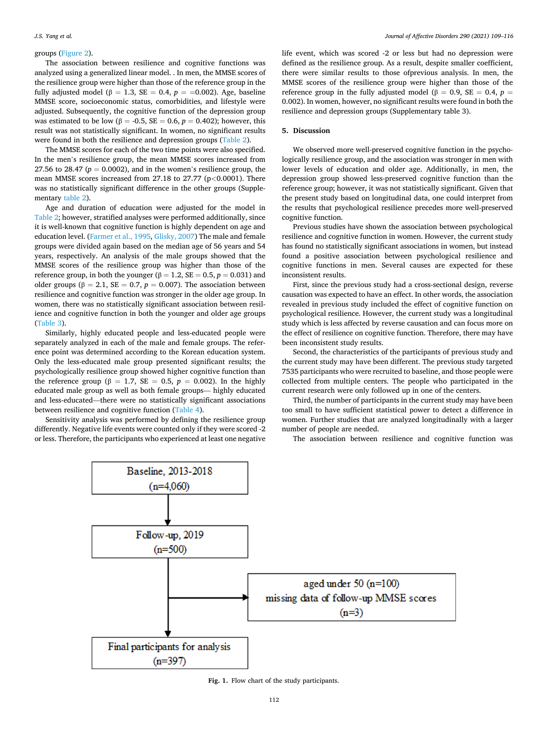groups (Figure 2).

The association between resilience and cognitive functions was analyzed using a generalized linear model. . In men, the MMSE scores of the resilience group were higher than those of the reference group in the fully adjusted model (β = 1.3, SE = 0.4, $p$ = =0.002). Age, baseline MMSE score, socioeconomic status, comorbidities, and lifestyle were adjusted. Subsequently, the cognitive function of the depression group was estimated to be low (β = -0.5, SE = 0.6, $p$ = 0.402); however, this result was not statistically significant. In women, no significant results were found in both the resilience and depression groups (Table 2).

The MMSE scores for each of the two time points were also specified. In the men's resilience group, the mean MMSE scores increased from 27.56 to 28.47 ($p$ = 0.0002), and in the women's resilience group, the mean MMSE scores increased from 27.18 to 27.77 ($p<0.0001$). There was no statistically significant difference in the other groups (Supplementary table 2).

Age and duration of education were adjusted for the model in Table 2; however, stratified analyses were performed additionally, since it is well-known that cognitive function is highly dependent on age and education level. (Farmer et al., 1995, Glisky, 2007) The male and female groups were divided again based on the median age of 56 years and 54 years, respectively. An analysis of the male groups showed that the MMSE scores of the resilience group was higher than those of the reference group, in both the younger (β = 1.2, SE = 0.5, $p$ = 0.031) and older groups (β = 2.1, SE = 0.7, $p$ = 0.007). The association between resilience and cognitive function was stronger in the older age group. In women, there was no statistically significant association between resilience and cognitive function in both the younger and older age groups (Table 3).

Similarly, highly educated people and less-educated people were separately analyzed in each of the male and female groups. The reference point was determined according to the Korean education system. Only the less-educated male group presented significant results; the psychologically resilience group showed higher cognitive function than the reference group (β = 1.7, SE = 0.5, $p$ = 0.002). In the highly educated male group as well as both female groups— highly educated and less-educated—there were no statistically significant associations between resilience and cognitive function (Table 4).

Sensitivity analysis was performed by defining the resilience group differently. Negative life events were counted only if they were scored -2 or less. Therefore, the participants who experienced at least one negative life event, which was scored -2 or less but had no depression were defined as the resilience group. As a result, despite smaller coefficient, there were similar results to those ofprevious analysis. In men, the MMSE scores of the resilience group were higher than those of the reference group in the fully adjusted model (β = 0.9, SE = 0.4, $p$ = 0.002). In women, however, no significant results were found in both the resilience and depression groups (Supplementary table 3).

## 5. Discussion

We observed more well-preserved cognitive function in the psychologically resilience group, and the association was stronger in men with lower levels of education and older age. Additionally, in men, the depression group showed less-preserved cognitive function than the reference group; however, it was not statistically significant. Given that the present study based on longitudinal data, one could interpret from the results that psychological resilience precedes more well-preserved cognitive function.

Previous studies have shown the association between psychological resilience and cognitive function in women. However, the current study has found no statistically significant associations in women, but instead found a positive association between psychological resilience and cognitive functions in men. Several causes are expected for these inconsistent results.

First, since the previous study had a cross-sectional design, reverse causation was expected to have an effect. In other words, the association revealed in previous study included the effect of cognitive function on psychological resilience. However, the current study was a longitudinal study which is less affected by reverse causation and can focus more on the effect of resilience on cognitive function. Therefore, there may have been inconsistent study results.

Second, the characteristics of the participants of previous study and the current study may have been different. The previous study targeted 7535 participants who were recruited to baseline, and those people were collected from multiple centers. The people who participated in the current research were only followed up in one of the centers.

Third, the number of participants in the current study may have been too small to have sufficient statistical power to detect a difference in women. Further studies that are analyzed longitudinally with a larger number of people are needed.

The association between resilience and cognitive function was

Baseline, 2013-2018 (n=4,060) → Follow-up, 2019 (n=500) → [Excluded: aged under 50 (n=100); missing data of follow-up MMSE scores (n=3)] → Final participants for analysis (n=397)

**Fig. 1.** Flow chart of the study participants.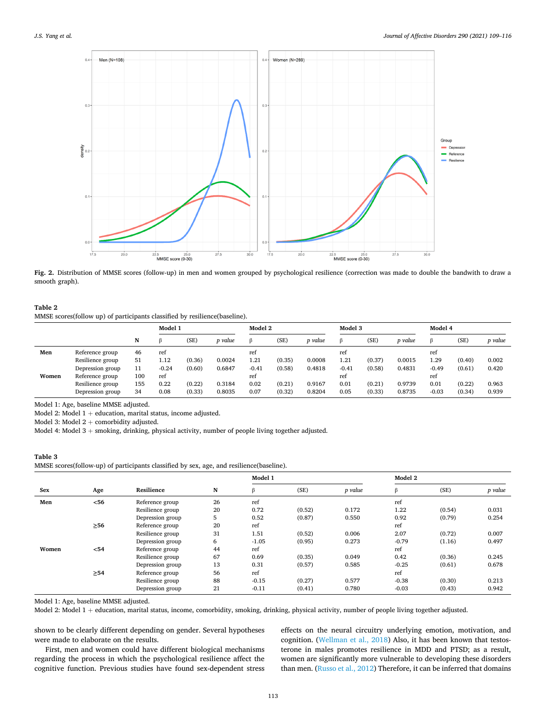**Fig. 2.** Distribution of MMSE scores (follow-up) in men and women grouped by psychological resilience (correction was made to double the bandwith to draw a smooth graph).

**Table 2**
MMSE scores(follow up) of participants classified by resilience(baseline).

| | | N | Model 1 | | | Model 2 | | | Model 3 | | | Model 4 | | |
|---|---|---|---|---|---|---|---|---|---|---|---|---|---|---|
| | | | β | (SE) | *p value* | β | (SE) | *p value* | β | (SE) | *p value* | β | (SE) | *p value* |
| **Men** | Reference group | 46 | ref | | | ref | | | ref | | | ref | | |
| | Resilience group | 51 | 1.12 | (0.36) | 0.0024 | 1.21 | (0.35) | 0.0008 | 1.21 | (0.37) | 0.0015 | 1.29 | (0.40) | 0.002 |
| | Depression group | 11 | -0.24 | (0.60) | 0.6847 | -0.41 | (0.58) | 0.4818 | -0.41 | (0.58) | 0.4831 | -0.49 | (0.61) | 0.420 |
| **Women** | Reference group | 100 | ref | | | ref | | | ref | | | ref | | |
| | Resilience group | 155 | 0.22 | (0.22) | 0.3184 | 0.02 | (0.21) | 0.9167 | 0.01 | (0.21) | 0.9739 | 0.01 | (0.22) | 0.963 |
| | Depression group | 34 | 0.08 | (0.33) | 0.8035 | 0.07 | (0.32) | 0.8204 | 0.05 | (0.33) | 0.8735 | -0.03 | (0.34) | 0.939 |

Model 1: Age, baseline MMSE adjusted.
Model 2: Model 1 + education, marital status, income adjusted.
Model 3: Model 2 + comorbidity adjusted.
Model 4: Model 3 + smoking, drinking, physical activity, number of people living together adjusted.

**Table 3**
MMSE scores(follow-up) of participants classified by sex, age, and resilience(baseline).

| Sex | Age | Resilience | N | Model 1 | | | Model 2 | | |
|---|---|---|---|---|---|---|---|---|---|
| | | | | β | (SE) | *p value* | β | (SE) | *p value* |
| **Men** | **<56** | Reference group | 26 | ref | | | ref | | |
| | | Resilience group | 20 | 0.72 | (0.52) | 0.172 | 1.22 | (0.54) | 0.031 |
| | | Depression group | 5 | 0.52 | (0.87) | 0.550 | 0.92 | (0.79) | 0.254 |
| | **≥56** | Reference group | 20 | ref | | | ref | | |
| | | Resilience group | 31 | 1.51 | (0.52) | 0.006 | 2.07 | (0.72) | 0.007 |
| | | Depression group | 6 | -1.05 | (0.95) | 0.273 | -0.79 | (1.16) | 0.497 |
| **Women** | **<54** | Reference group | 44 | ref | | | ref | | |
| | | Resilience group | 67 | 0.69 | (0.35) | 0.049 | 0.42 | (0.36) | 0.245 |
| | | Depression group | 13 | 0.31 | (0.57) | 0.585 | -0.25 | (0.61) | 0.678 |
| | **≥54** | Reference group | 56 | ref | | | ref | | |
| | | Resilience group | 88 | -0.15 | (0.27) | 0.577 | -0.38 | (0.30) | 0.213 |
| | | Depression group | 21 | -0.11 | (0.41) | 0.780 | -0.03 | (0.43) | 0.942 |

Model 1: Age, baseline MMSE adjusted.
Model 2: Model 1 + education, marital status, income, comorbidity, smoking, drinking, physical activity, number of people living together adjusted.

shown to be clearly different depending on gender. Several hypotheses were made to elaborate on the results.

First, men and women could have different biological mechanisms regarding the process in which the psychological resilience affect the cognitive function. Previous studies have found sex-dependent stress effects on the neural circuitry underlying emotion, motivation, and cognition. (Wellman et al., 2018) Also, it has been known that testosterone in males promotes resilience in MDD and PTSD; as a result, women are significantly more vulnerable to developing these disorders than men. (Russo et al., 2012) Therefore, it can be inferred that domains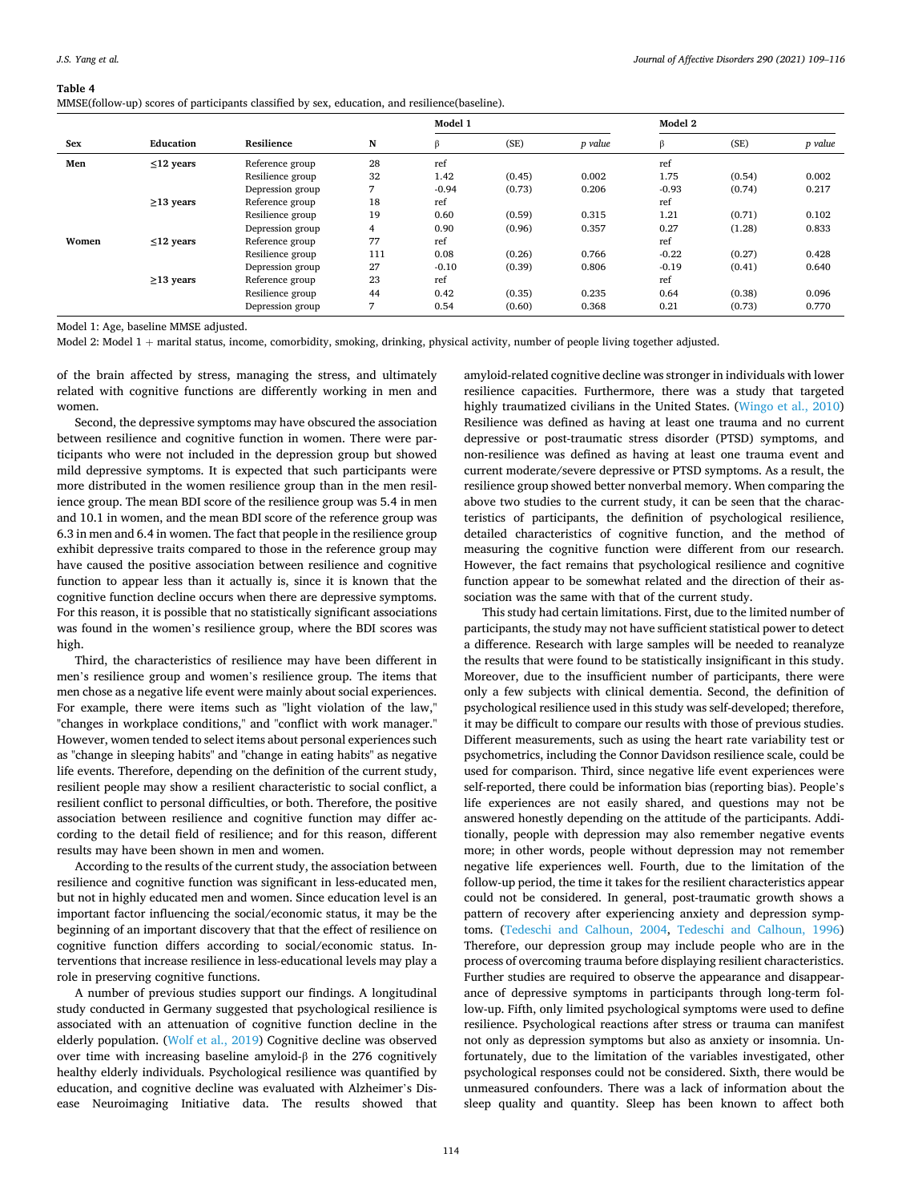**Table 4**
MMSE(follow-up) scores of participants classified by sex, education, and resilience(baseline).

| Sex | Education | Resilience | N | Model 1 | | | Model 2 | | |
|---|---|---|---|---|---|---|---|---|---|
| | | | | β | (SE) | p value | β | (SE) | p value |
| Men | ≤12 years | Reference group | 28 | ref | | | ref | | |
| | | Resilience group | 32 | 1.42 | (0.45) | 0.002 | 1.75 | (0.54) | 0.002 |
| | | Depression group | 7 | -0.94 | (0.73) | 0.206 | -0.93 | (0.74) | 0.217 |
| | ≥13 years | Reference group | 18 | ref | | | ref | | |
| | | Resilience group | 19 | 0.60 | (0.59) | 0.315 | 1.21 | (0.71) | 0.102 |
| | | Depression group | 4 | 0.90 | (0.96) | 0.357 | 0.27 | (1.28) | 0.833 |
| Women | ≤12 years | Reference group | 77 | ref | | | ref | | |
| | | Resilience group | 111 | 0.08 | (0.26) | 0.766 | -0.22 | (0.27) | 0.428 |
| | | Depression group | 27 | -0.10 | (0.39) | 0.806 | -0.19 | (0.41) | 0.640 |
| | ≥13 years | Reference group | 23 | ref | | | ref | | |
| | | Resilience group | 44 | 0.42 | (0.35) | 0.235 | 0.64 | (0.38) | 0.096 |
| | | Depression group | 7 | 0.54 | (0.60) | 0.368 | 0.21 | (0.73) | 0.770 |

Model 1: Age, baseline MMSE adjusted.

Model 2: Model 1 + marital status, income, comorbidity, smoking, drinking, physical activity, number of people living together adjusted.

of the brain affected by stress, managing the stress, and ultimately related with cognitive functions are differently working in men and women.

Second, the depressive symptoms may have obscured the association between resilience and cognitive function in women. There were participants who were not included in the depression group but showed mild depressive symptoms. It is expected that such participants were more distributed in the women resilience group than in the men resilience group. The mean BDI score of the resilience group was 5.4 in men and 10.1 in women, and the mean BDI score of the reference group was 6.3 in men and 6.4 in women. The fact that people in the resilience group exhibit depressive traits compared to those in the reference group may have caused the positive association between resilience and cognitive function to appear less than it actually is, since it is known that the cognitive function decline occurs when there are depressive symptoms. For this reason, it is possible that no statistically significant associations was found in the women's resilience group, where the BDI scores was high.

Third, the characteristics of resilience may have been different in men's resilience group and women's resilience group. The items that men chose as a negative life event were mainly about social experiences. For example, there were items such as "light violation of the law," "changes in workplace conditions," and "conflict with work manager." However, women tended to select items about personal experiences such as "change in sleeping habits" and "change in eating habits" as negative life events. Therefore, depending on the definition of the current study, resilient people may show a resilient characteristic to social conflict, a resilient conflict to personal difficulties, or both. Therefore, the positive association between resilience and cognitive function may differ according to the detail field of resilience; and for this reason, different results may have been shown in men and women.

According to the results of the current study, the association between resilience and cognitive function was significant in less-educated men, but not in highly educated men and women. Since education level is an important factor influencing the social/economic status, it may be the beginning of an important discovery that that the effect of resilience on cognitive function differs according to social/economic status. Interventions that increase resilience in less-educational levels may play a role in preserving cognitive functions.

A number of previous studies support our findings. A longitudinal study conducted in Germany suggested that psychological resilience is associated with an attenuation of cognitive function decline in the elderly population. (Wolf et al., 2019) Cognitive decline was observed over time with increasing baseline amyloid-β in the 276 cognitively healthy elderly individuals. Psychological resilience was quantified by education, and cognitive decline was evaluated with Alzheimer's Disease Neuroimaging Initiative data. The results showed that amyloid-related cognitive decline was stronger in individuals with lower resilience capacities. Furthermore, there was a study that targeted highly traumatized civilians in the United States. (Wingo et al., 2010) Resilience was defined as having at least one trauma and no current depressive or post-traumatic stress disorder (PTSD) symptoms, and non-resilience was defined as having at least one trauma event and current moderate/severe depressive or PTSD symptoms. As a result, the resilience group showed better nonverbal memory. When comparing the above two studies to the current study, it can be seen that the characteristics of participants, the definition of psychological resilience, detailed characteristics of cognitive function, and the method of measuring the cognitive function were different from our research. However, the fact remains that psychological resilience and cognitive function appear to be somewhat related and the direction of their association was the same with that of the current study.

This study had certain limitations. First, due to the limited number of participants, the study may not have sufficient statistical power to detect a difference. Research with large samples will be needed to reanalyze the results that were found to be statistically insignificant in this study. Moreover, due to the insufficient number of participants, there were only a few subjects with clinical dementia. Second, the definition of psychological resilience used in this study was self-developed; therefore, it may be difficult to compare our results with those of previous studies. Different measurements, such as using the heart rate variability test or psychometrics, including the Connor Davidson resilience scale, could be used for comparison. Third, since negative life event experiences were self-reported, there could be information bias (reporting bias). People's life experiences are not easily shared, and questions may not be answered honestly depending on the attitude of the participants. Additionally, people with depression may also remember negative events more; in other words, people without depression may not remember negative life experiences well. Fourth, due to the limitation of the follow-up period, the time it takes for the resilient characteristics appear could not be considered. In general, post-traumatic growth shows a pattern of recovery after experiencing anxiety and depression symptoms. (Tedeschi and Calhoun, 2004, Tedeschi and Calhoun, 1996) Therefore, our depression group may include people who are in the process of overcoming trauma before displaying resilient characteristics. Further studies are required to observe the appearance and disappearance of depressive symptoms in participants through long-term follow-up. Fifth, only limited psychological symptoms were used to define resilience. Psychological reactions after stress or trauma can manifest not only as depression symptoms but also as anxiety or insomnia. Unfortunately, due to the limitation of the variables investigated, other psychological responses could not be considered. Sixth, there would be unmeasured confounders. There was a lack of information about the sleep quality and quantity. Sleep has been known to affect both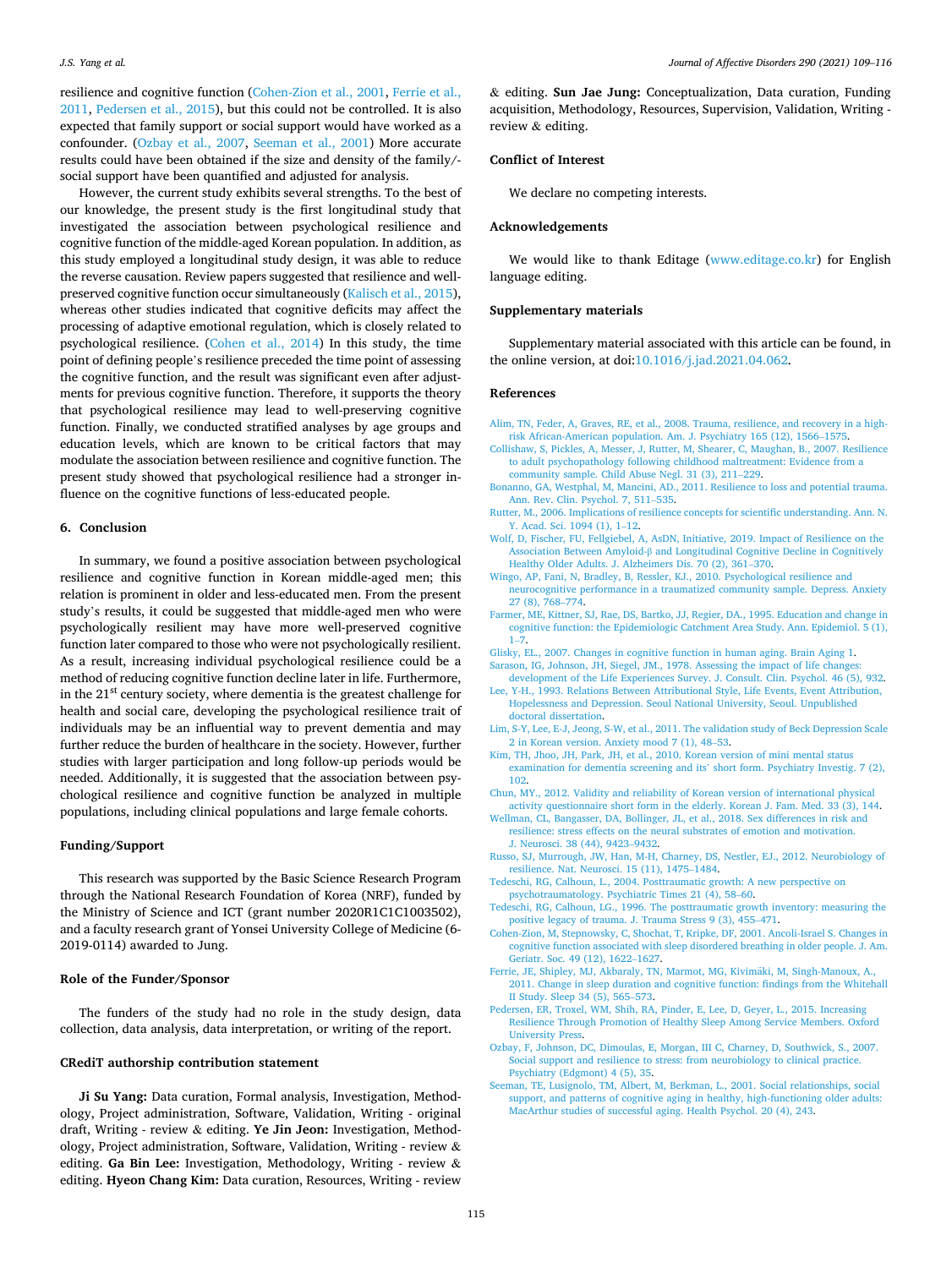resilience and cognitive function (Cohen-Zion et al., 2001, Ferrie et al., 2011, Pedersen et al., 2015), but this could not be controlled. It is also expected that family support or social support would have worked as a confounder. (Ozbay et al., 2007, Seeman et al., 2001) More accurate results could have been obtained if the size and density of the family/social support have been quantified and adjusted for analysis.

However, the current study exhibits several strengths. To the best of our knowledge, the present study is the first longitudinal study that investigated the association between psychological resilience and cognitive function of the middle-aged Korean population. In addition, as this study employed a longitudinal study design, it was able to reduce the reverse causation. Review papers suggested that resilience and well-preserved cognitive function occur simultaneously (Kalisch et al., 2015), whereas other studies indicated that cognitive deficits may affect the processing of adaptive emotional regulation, which is closely related to psychological resilience. (Cohen et al., 2014) In this study, the time point of defining people's resilience preceded the time point of assessing the cognitive function, and the result was significant even after adjustments for previous cognitive function. Therefore, it supports the theory that psychological resilience may lead to well-preserving cognitive function. Finally, we conducted stratified analyses by age groups and education levels, which are known to be critical factors that may modulate the association between resilience and cognitive function. The present study showed that psychological resilience had a stronger influence on the cognitive functions of less-educated people.

## 6. Conclusion

In summary, we found a positive association between psychological resilience and cognitive function in Korean middle-aged men; this relation is prominent in older and less-educated men. From the present study's results, it could be suggested that middle-aged men who were psychologically resilient may have more well-preserved cognitive function later compared to those who were not psychologically resilient. As a result, increasing individual psychological resilience could be a method of reducing cognitive function decline later in life. Furthermore, in the 21st century society, where dementia is the greatest challenge for health and social care, developing the psychological resilience trait of individuals may be an influential way to prevent dementia and may further reduce the burden of healthcare in the society. However, further studies with larger participation and long follow-up periods would be needed. Additionally, it is suggested that the association between psychological resilience and cognitive function be analyzed in multiple populations, including clinical populations and large female cohorts.

## Funding/Support

This research was supported by the Basic Science Research Program through the National Research Foundation of Korea (NRF), funded by the Ministry of Science and ICT (grant number 2020R1C1C1003502), and a faculty research grant of Yonsei University College of Medicine (6-2019-0114) awarded to Jung.

## Role of the Funder/Sponsor

The funders of the study had no role in the study design, data collection, data analysis, data interpretation, or writing of the report.

## CRediT authorship contribution statement

**Ji Su Yang:** Data curation, Formal analysis, Investigation, Methodology, Project administration, Software, Validation, Writing - original draft, Writing - review & editing. **Ye Jin Jeon:** Investigation, Methodology, Project administration, Software, Validation, Writing - review & editing. **Ga Bin Lee:** Investigation, Methodology, Writing - review & editing. **Hyeon Chang Kim:** Data curation, Resources, Writing - review & editing. **Sun Jae Jung:** Conceptualization, Data curation, Funding acquisition, Methodology, Resources, Supervision, Validation, Writing - review & editing.

## Conflict of Interest

We declare no competing interests.

## Acknowledgements

We would like to thank Editage (www.editage.co.kr) for English language editing.

## Supplementary materials

Supplementary material associated with this article can be found, in the online version, at doi:10.1016/j.jad.2021.04.062.

## References

Alim, TN, Feder, A, Graves, RE, et al., 2008. Trauma, resilience, and recovery in a high-risk African-American population. Am. J. Psychiatry 165 (12), 1566–1575.

Collishaw, S, Pickles, A, Messer, J, Rutter, M, Shearer, C, Maughan, B., 2007. Resilience to adult psychopathology following childhood maltreatment: Evidence from a community sample. Child Abuse Negl. 31 (3), 211–229.

Bonanno, GA, Westphal, M, Mancini, AD., 2011. Resilience to loss and potential trauma. Ann. Rev. Clin. Psychol. 7, 511–535.

Rutter, M., 2006. Implications of resilience concepts for scientific understanding. Ann. N. Y. Acad. Sci. 1094 (1), 1–12.

Wolf, D, Fischer, FU, Fellgiebel, A, AsDN, Initiative, 2019. Impact of Resilience on the Association Between Amyloid-β and Longitudinal Cognitive Decline in Cognitively Healthy Older Adults. J. Alzheimers Dis. 70 (2), 361–370.

Wingo, AP, Fani, N, Bradley, B, Ressler, KJ., 2010. Psychological resilience and neurocognitive performance in a traumatized community sample. Depress. Anxiety 27 (8), 768–774.

Farmer, ME, Kittner, SJ, Rae, DS, Bartko, JJ, Regier, DA., 1995. Education and change in cognitive function: the Epidemiologic Catchment Area Study. Ann. Epidemiol. 5 (1), 1–7.

Glisky, EL., 2007. Changes in cognitive function in human aging. Brain Aging 1.

Sarason, IG, Johnson, JH, Siegel, JM., 1978. Assessing the impact of life changes: development of the Life Experiences Survey. J. Consult. Clin. Psychol. 46 (5), 932.

Lee, Y-H., 1993. Relations Between Attributional Style, Life Events, Event Attribution, Hopelessness and Depression. Seoul National University, Seoul. Unpublished doctoral dissertation.

Lim, S-Y, Lee, E-J, Jeong, S-W, et al., 2011. The validation study of Beck Depression Scale 2 in Korean version. Anxiety mood 7 (1), 48–53.

Kim, TH, Jhoo, JH, Park, JH, et al., 2010. Korean version of mini mental status examination for dementia screening and its' short form. Psychiatry Investig. 7 (2), 102.

Chun, MY., 2012. Validity and reliability of Korean version of international physical activity questionnaire short form in the elderly. Korean J. Fam. Med. 33 (3), 144.

Wellman, CL, Bangasser, DA, Bollinger, JL, et al., 2018. Sex differences in risk and resilience: stress effects on the neural substrates of emotion and motivation. J. Neurosci. 38 (44), 9423–9432.

Russo, SJ, Murrough, JW, Han, M-H, Charney, DS, Nestler, EJ., 2012. Neurobiology of resilience. Nat. Neurosci. 15 (11), 1475–1484.

Tedeschi, RG, Calhoun, L., 2004. Posttraumatic growth: A new perspective on psychotraumatology. Psychiatric Times 21 (4), 58–60.

Tedeschi, RG, Calhoun, LG., 1996. The posttraumatic growth inventory: measuring the positive legacy of trauma. J. Trauma Stress 9 (3), 455–471.

Cohen-Zion, M, Stepnowsky, C, Shochat, T, Kripke, DF, 2001. Ancoli-Israel S. Changes in cognitive function associated with sleep disordered breathing in older people. J. Am. Geriatr. Soc. 49 (12), 1622–1627.

Ferrie, JE, Shipley, MJ, Akbaraly, TN, Marmot, MG, Kivimäki, M, Singh-Manoux, A., 2011. Change in sleep duration and cognitive function: findings from the Whitehall II Study. Sleep 34 (5), 565–573.

Pedersen, ER, Troxel, WM, Shih, RA, Pinder, E, Lee, D, Geyer, L., 2015. Increasing Resilience Through Promotion of Healthy Sleep Among Service Members. Oxford University Press.

Ozbay, F, Johnson, DC, Dimoulas, E, Morgan, III C, Charney, D, Southwick, S., 2007. Social support and resilience to stress: from neurobiology to clinical practice. Psychiatry (Edgmont) 4 (5), 35.

Seeman, TE, Lusignolo, TM, Albert, M, Berkman, L., 2001. Social relationships, social support, and patterns of cognitive aging in healthy, high-functioning older adults: MacArthur studies of successful aging. Health Psychol. 20 (4), 243.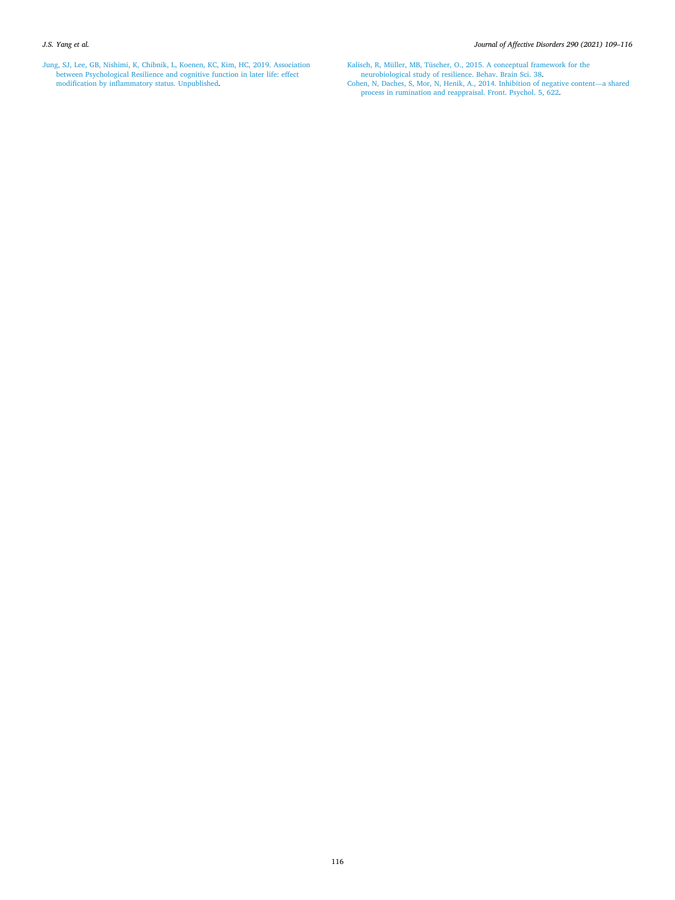Jung, SJ, Lee, GB, Nishimi, K, Chibnik, L, Koenen, KC, Kim, HC, 2019. Association between Psychological Resilience and cognitive function in later life: effect modification by inflammatory status. Unpublished.

Kalisch, R, Müller, MB, Tüscher, O., 2015. A conceptual framework for the neurobiological study of resilience. Behav. Brain Sci. 38.

Cohen, N, Daches, S, Mor, N, Henik, A., 2014. Inhibition of negative content—a shared process in rumination and reappraisal. Front. Psychol. 5, 622.